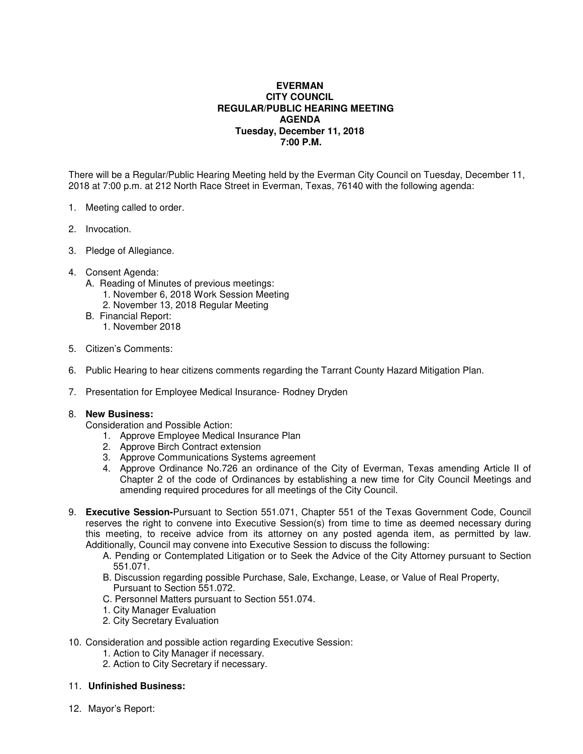# EVERMAN
# CITY COUNCIL
# REGULAR/PUBLIC HEARING MEETING
# AGENDA
## Tuesday, December 11, 2018
## 7:00 P.M.

There will be a Regular/Public Hearing Meeting held by the Everman City Council on Tuesday, December 11, 2018 at 7:00 p.m. at 212 North Race Street in Everman, Texas, 76140 with the following agenda:

1. Meeting called to order.

2. Invocation.

3. Pledge of Allegiance.

4. Consent Agenda:
   - A. Reading of Minutes of previous meetings:
     1. November 6, 2018 Work Session Meeting
     2. November 13, 2018 Regular Meeting
   - B. Financial Report:
     1. November 2018

5. Citizen's Comments:

6. Public Hearing to hear citizens comments regarding the Tarrant County Hazard Mitigation Plan.

7. Presentation for Employee Medical Insurance- Rodney Dryden

8. **New Business:**
   Consideration and Possible Action:
   1. Approve Employee Medical Insurance Plan
   2. Approve Birch Contract extension
   3. Approve Communications Systems agreement
   4. Approve Ordinance No.726 an ordinance of the City of Everman, Texas amending Article II of Chapter 2 of the code of Ordinances by establishing a new time for City Council Meetings and amending required procedures for all meetings of the City Council.

9. **Executive Session-**Pursuant to Section 551.071, Chapter 551 of the Texas Government Code, Council reserves the right to convene into Executive Session(s) from time to time as deemed necessary during this meeting, to receive advice from its attorney on any posted agenda item, as permitted by law. Additionally, Council may convene into Executive Session to discuss the following:
   - A. Pending or Contemplated Litigation or to Seek the Advice of the City Attorney pursuant to Section 551.071.
   - B. Discussion regarding possible Purchase, Sale, Exchange, Lease, or Value of Real Property, Pursuant to Section 551.072.
   - C. Personnel Matters pursuant to Section 551.074.
     1. City Manager Evaluation
     2. City Secretary Evaluation

10. Consideration and possible action regarding Executive Session:
    1. Action to City Manager if necessary.
    2. Action to City Secretary if necessary.

11. **Unfinished Business:**

12. Mayor's Report: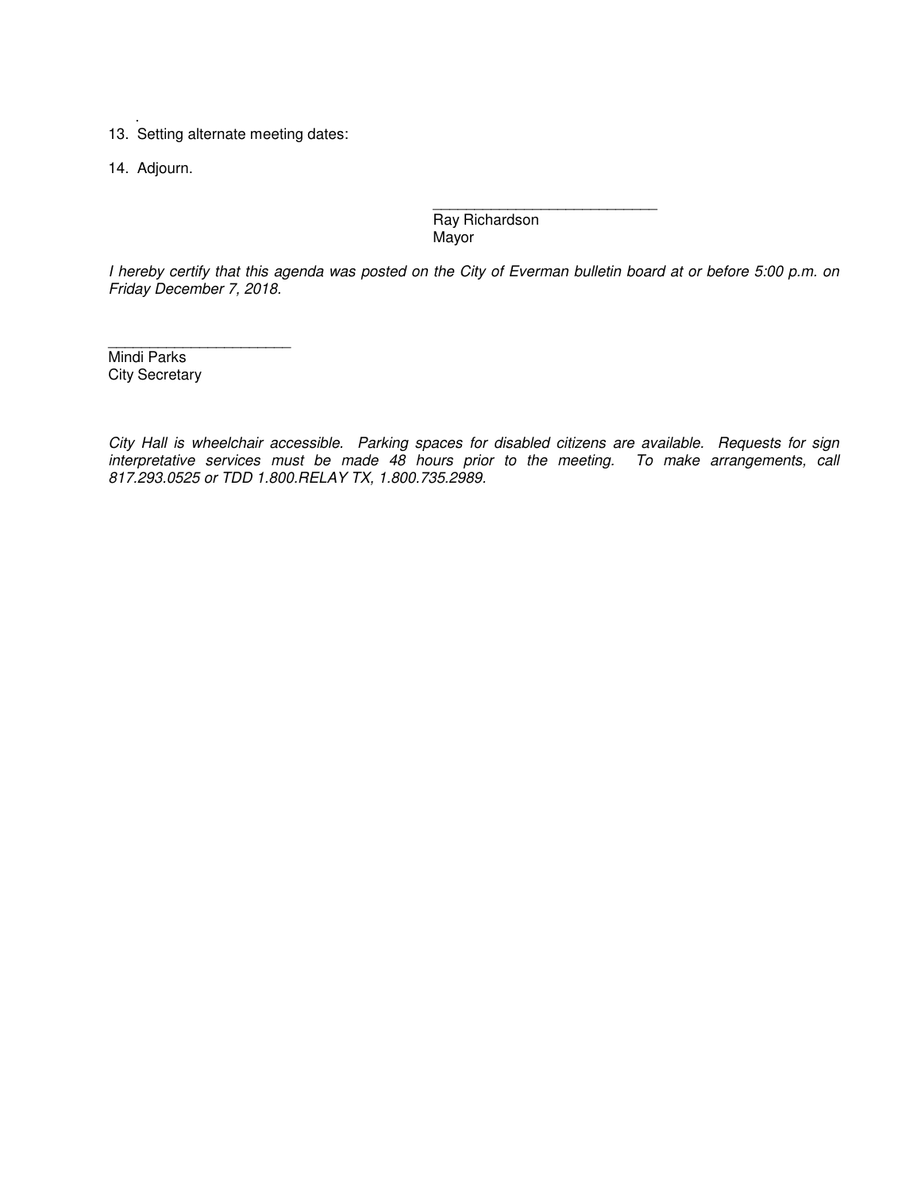.

13. Setting alternate meeting dates:

14. Adjourn.

\_\_\_\_\_\_\_\_\_\_\_\_\_\_\_\_\_\_\_\_\_\_\_\_\_\_\_\_
Ray Richardson
Mayor

*I hereby certify that this agenda was posted on the City of Everman bulletin board at or before 5:00 p.m. on Friday December 7, 2018.*

\_\_\_\_\_\_\_\_\_\_\_\_\_\_\_\_\_\_\_\_\_\_\_
Mindi Parks
City Secretary

*City Hall is wheelchair accessible. Parking spaces for disabled citizens are available. Requests for sign interpretative services must be made 48 hours prior to the meeting. To make arrangements, call 817.293.0525 or TDD 1.800.RELAY TX, 1.800.735.2989.*